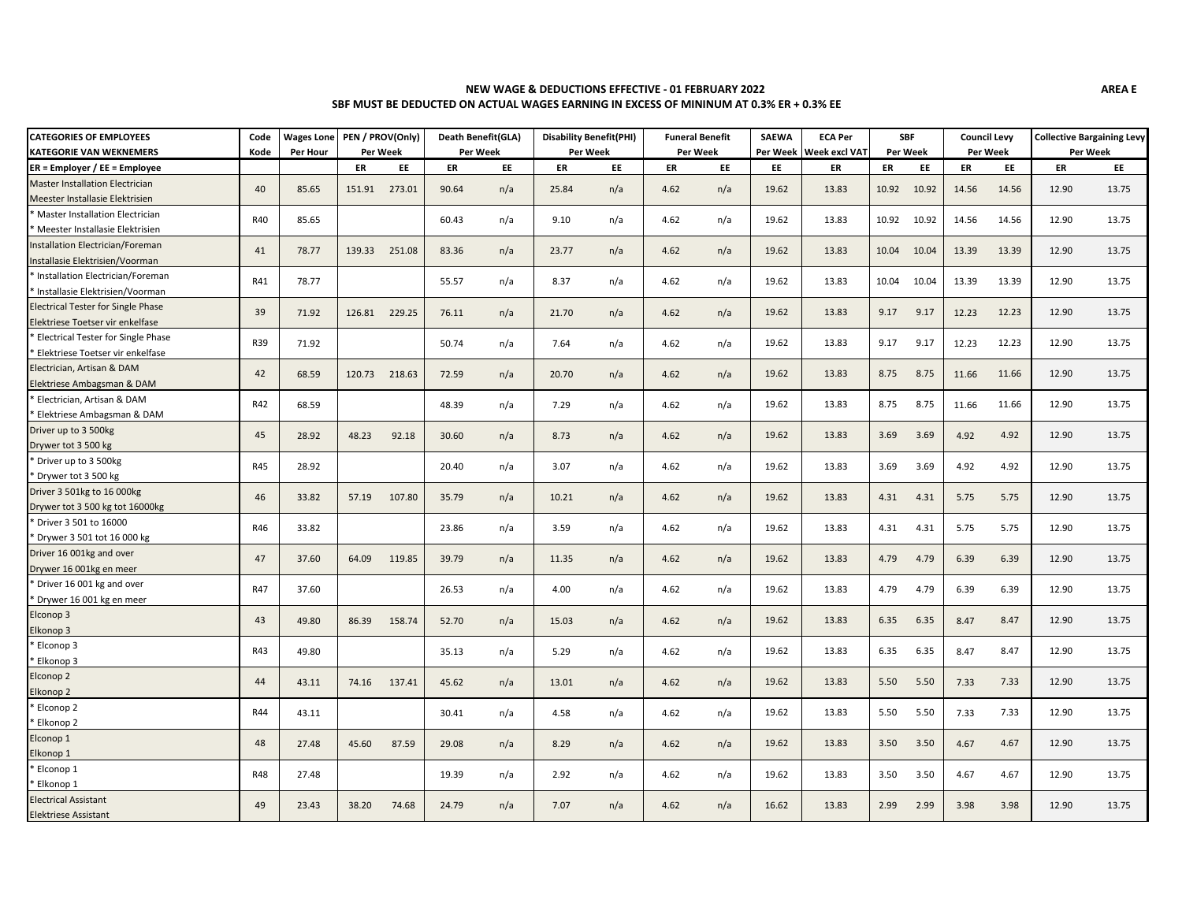**AREA E**

**NEW WAGE & DEDUCTIONS EFFECTIVE - 01 FEBRUARY 2022**

**SBF MUST BE DEDUCTED ON ACTUAL WAGES EARNING IN EXCESS OF MININUM AT 0.3% ER + 0.3% EE**

| CATEGORIES OF EMPLOYEES<br>KATEGORIE VAN WEKNEMERS | Code<br>Kode | Wages Lone<br>Per Hour | PEN / PROV(Only)<br>Per Week | | Death Benefit(GLA)<br>Per Week | | Disability Benefit(PHI)<br>Per Week | | Funeral Benefit<br>Per Week | | SAEWA<br>Per Week | ECA Per<br>Week excl VAT | SBF<br>Per Week | | Council Levy<br>Per Week | | Collective Bargaining Levy<br>Per Week | |
|---|---|---|---|---|---|---|---|---|---|---|---|---|---|---|---|---|---|---|
| ER = Employer / EE = Employee | | | ER | EE | ER | EE | ER | EE | ER | EE | EE | ER | ER | EE | ER | EE | ER | EE |
| Master Installation Electrician<br>Meester Installasie Elektrisien | 40 | 85.65 | 151.91 | 273.01 | 90.64 | n/a | 25.84 | n/a | 4.62 | n/a | 19.62 | 13.83 | 10.92 | 10.92 | 14.56 | 14.56 | 12.90 | 13.75 |
| * Master Installation Electrician<br>* Meester Installasie Elektrisien | R40 | 85.65 | | | 60.43 | n/a | 9.10 | n/a | 4.62 | n/a | 19.62 | 13.83 | 10.92 | 10.92 | 14.56 | 14.56 | 12.90 | 13.75 |
| Installation Electrician/Foreman<br>Installasie Elektrisien/Voorman | 41 | 78.77 | 139.33 | 251.08 | 83.36 | n/a | 23.77 | n/a | 4.62 | n/a | 19.62 | 13.83 | 10.04 | 10.04 | 13.39 | 13.39 | 12.90 | 13.75 |
| * Installation Electrician/Foreman<br>* Installasie Elektrisien/Voorman | R41 | 78.77 | | | 55.57 | n/a | 8.37 | n/a | 4.62 | n/a | 19.62 | 13.83 | 10.04 | 10.04 | 13.39 | 13.39 | 12.90 | 13.75 |
| Electrical Tester for Single Phase<br>Elektriese Toetser vir enkelfase | 39 | 71.92 | 126.81 | 229.25 | 76.11 | n/a | 21.70 | n/a | 4.62 | n/a | 19.62 | 13.83 | 9.17 | 9.17 | 12.23 | 12.23 | 12.90 | 13.75 |
| * Electrical Tester for Single Phase<br>* Elektriese Toetser vir enkelfase | R39 | 71.92 | | | 50.74 | n/a | 7.64 | n/a | 4.62 | n/a | 19.62 | 13.83 | 9.17 | 9.17 | 12.23 | 12.23 | 12.90 | 13.75 |
| Electrician, Artisan & DAM<br>Elektriese Ambagsman & DAM | 42 | 68.59 | 120.73 | 218.63 | 72.59 | n/a | 20.70 | n/a | 4.62 | n/a | 19.62 | 13.83 | 8.75 | 8.75 | 11.66 | 11.66 | 12.90 | 13.75 |
| * Electrician, Artisan & DAM<br>* Elektriese Ambagsman & DAM | R42 | 68.59 | | | 48.39 | n/a | 7.29 | n/a | 4.62 | n/a | 19.62 | 13.83 | 8.75 | 8.75 | 11.66 | 11.66 | 12.90 | 13.75 |
| Driver up to 3 500kg<br>Drywer tot 3 500 kg | 45 | 28.92 | 48.23 | 92.18 | 30.60 | n/a | 8.73 | n/a | 4.62 | n/a | 19.62 | 13.83 | 3.69 | 3.69 | 4.92 | 4.92 | 12.90 | 13.75 |
| * Driver up to 3 500kg<br>* Drywer tot 3 500 kg | R45 | 28.92 | | | 20.40 | n/a | 3.07 | n/a | 4.62 | n/a | 19.62 | 13.83 | 3.69 | 3.69 | 4.92 | 4.92 | 12.90 | 13.75 |
| Driver 3 501kg to 16 000kg<br>Drywer tot 3 500 kg tot 16000kg | 46 | 33.82 | 57.19 | 107.80 | 35.79 | n/a | 10.21 | n/a | 4.62 | n/a | 19.62 | 13.83 | 4.31 | 4.31 | 5.75 | 5.75 | 12.90 | 13.75 |
| * Driver 3 501 to 16000<br>* Drywer 3 501 tot 16 000 kg | R46 | 33.82 | | | 23.86 | n/a | 3.59 | n/a | 4.62 | n/a | 19.62 | 13.83 | 4.31 | 4.31 | 5.75 | 5.75 | 12.90 | 13.75 |
| Driver 16 001kg and over<br>Drywer 16 001kg en meer | 47 | 37.60 | 64.09 | 119.85 | 39.79 | n/a | 11.35 | n/a | 4.62 | n/a | 19.62 | 13.83 | 4.79 | 4.79 | 6.39 | 6.39 | 12.90 | 13.75 |
| * Driver 16 001 kg and over<br>* Drywer 16 001 kg en meer | R47 | 37.60 | | | 26.53 | n/a | 4.00 | n/a | 4.62 | n/a | 19.62 | 13.83 | 4.79 | 4.79 | 6.39 | 6.39 | 12.90 | 13.75 |
| Elconop 3<br>Elkonop 3 | 43 | 49.80 | 86.39 | 158.74 | 52.70 | n/a | 15.03 | n/a | 4.62 | n/a | 19.62 | 13.83 | 6.35 | 6.35 | 8.47 | 8.47 | 12.90 | 13.75 |
| * Elconop 3<br>* Elkonop 3 | R43 | 49.80 | | | 35.13 | n/a | 5.29 | n/a | 4.62 | n/a | 19.62 | 13.83 | 6.35 | 6.35 | 8.47 | 8.47 | 12.90 | 13.75 |
| Elconop 2<br>Elkonop 2 | 44 | 43.11 | 74.16 | 137.41 | 45.62 | n/a | 13.01 | n/a | 4.62 | n/a | 19.62 | 13.83 | 5.50 | 5.50 | 7.33 | 7.33 | 12.90 | 13.75 |
| * Elconop 2<br>* Elkonop 2 | R44 | 43.11 | | | 30.41 | n/a | 4.58 | n/a | 4.62 | n/a | 19.62 | 13.83 | 5.50 | 5.50 | 7.33 | 7.33 | 12.90 | 13.75 |
| Elconop 1<br>Elkonop 1 | 48 | 27.48 | 45.60 | 87.59 | 29.08 | n/a | 8.29 | n/a | 4.62 | n/a | 19.62 | 13.83 | 3.50 | 3.50 | 4.67 | 4.67 | 12.90 | 13.75 |
| * Elconop 1<br>* Elkonop 1 | R48 | 27.48 | | | 19.39 | n/a | 2.92 | n/a | 4.62 | n/a | 19.62 | 13.83 | 3.50 | 3.50 | 4.67 | 4.67 | 12.90 | 13.75 |
| Electrical Assistant<br>Elektriese Assistant | 49 | 23.43 | 38.20 | 74.68 | 24.79 | n/a | 7.07 | n/a | 4.62 | n/a | 16.62 | 13.83 | 2.99 | 2.99 | 3.98 | 3.98 | 12.90 | 13.75 |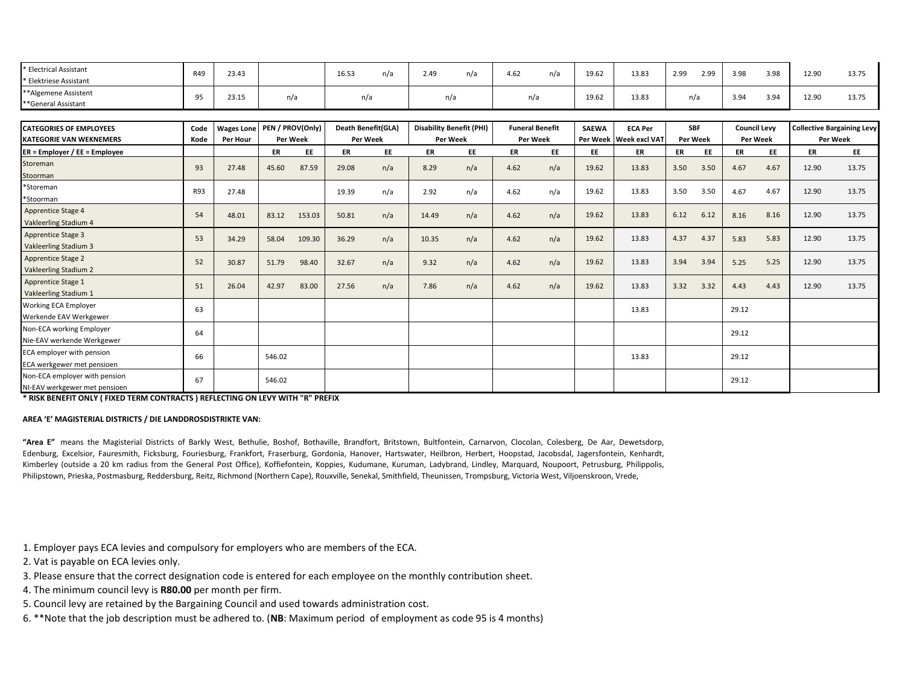| | | | | | | | | | | | | | | | | | | | |
|---|---|---|---|---|---|---|---|---|---|---|---|---|---|---|---|---|---|---|---|
| * Electrical Assistant<br>* Elektriese Assistant | R49 | 23.43 | | | 16.53 | n/a | 2.49 | n/a | 4.62 | n/a | 19.62 | 13.83 | 2.99 | 2.99 | 3.98 | 3.98 | 12.90 | 13.75 |
| **Algemene Assistent<br>**General Assistant | 95 | 23.15 | n/a | | n/a | | n/a | | n/a | | 19.62 | 13.83 | n/a | | 3.94 | 3.94 | 12.90 | 13.75 |

| CATEGORIES OF EMPLOYEES<br>KATEGORIE VAN WEKNEMERS | Code<br>Kode | Wages Lone<br>Per Hour | PEN / PROV(Only)<br>Per Week | | Death Benefit(GLA)<br>Per Week | | Disability Benefit (PHI)<br>Per Week | | Funeral Benefit<br>Per Week | | SAEWA<br>Per Week | ECA Per<br>Week excl VAT | SBF<br>Per Week | | Council Levy<br>Per Week | | Collective Bargaining Levy<br>Per Week | |
|---|---|---|---|---|---|---|---|---|---|---|---|---|---|---|---|---|---|---|
| ER = Employer / EE = Employee | | | ER | EE | ER | EE | ER | EE | ER | EE | EE | ER | ER | EE | ER | EE | ER | EE |
| Storeman<br>Stoorman | 93 | 27.48 | 45.60 | 87.59 | 29.08 | n/a | 8.29 | n/a | 4.62 | n/a | 19.62 | 13.83 | 3.50 | 3.50 | 4.67 | 4.67 | 12.90 | 13.75 |
| *Storeman<br>*Stoorman | R93 | 27.48 | | | 19.39 | n/a | 2.92 | n/a | 4.62 | n/a | 19.62 | 13.83 | 3.50 | 3.50 | 4.67 | 4.67 | 12.90 | 13.75 |
| Apprentice Stage 4<br>Vakleerling Stadium 4 | 54 | 48.01 | 83.12 | 153.03 | 50.81 | n/a | 14.49 | n/a | 4.62 | n/a | 19.62 | 13.83 | 6.12 | 6.12 | 8.16 | 8.16 | 12.90 | 13.75 |
| Apprentice Stage 3<br>Vakleerling Stadium 3 | 53 | 34.29 | 58.04 | 109.30 | 36.29 | n/a | 10.35 | n/a | 4.62 | n/a | 19.62 | 13.83 | 4.37 | 4.37 | 5.83 | 5.83 | 12.90 | 13.75 |
| Apprentice Stage 2<br>Vakleerling Stadium 2 | 52 | 30.87 | 51.79 | 98.40 | 32.67 | n/a | 9.32 | n/a | 4.62 | n/a | 19.62 | 13.83 | 3.94 | 3.94 | 5.25 | 5.25 | 12.90 | 13.75 |
| Apprentice Stage 1<br>Vakleerling Stadium 1 | 51 | 26.04 | 42.97 | 83.00 | 27.56 | n/a | 7.86 | n/a | 4.62 | n/a | 19.62 | 13.83 | 3.32 | 3.32 | 4.43 | 4.43 | 12.90 | 13.75 |
| Working ECA Employer<br>Werkende EAV Werkgewer | 63 | | | | | | | | | | | 13.83 | | | 29.12 | | | |
| Non-ECA working Employer<br>Nie-EAV werkende Werkgewer | 64 | | | | | | | | | | | | | | 29.12 | | | |
| ECA employer with pension<br>ECA werkgewer met pensioen | 66 | | 546.02 | | | | | | | | | 13.83 | | | 29.12 | | | |
| Non-ECA employer with pension<br>NI-EAV werkgewer met pensioen | 67 | | 546.02 | | | | | | | | | | | | 29.12 | | | |

**\* RISK BENEFIT ONLY ( FIXED TERM CONTRACTS ) REFLECTING ON LEVY WITH "R" PREFIX**

**AREA 'E' MAGISTERIAL DISTRICTS / DIE LANDDROSDISTRIKTE VAN:**

**"Area E"** means the Magisterial Districts of Barkly West, Bethulie, Boshof, Bothaville, Brandfort, Britstown, Bultfontein, Carnarvon, Clocolan, Colesberg, De Aar, Dewetsdorp, Edenburg, Excelsior, Fauresmith, Ficksburg, Fouriesburg, Frankfort, Fraserburg, Gordonia, Hanover, Hartswater, Heilbron, Herbert, Hoopstad, Jacobsdal, Jagersfontein, Kenhardt, Kimberley (outside a 20 km radius from the General Post Office), Koffiefontein, Koppies, Kudumane, Kuruman, Ladybrand, Lindley, Marquard, Noupoort, Petrusburg, Philippolis, Philipstown, Prieska, Postmasburg, Reddersburg, Reitz, Richmond (Northern Cape), Rouxville, Senekal, Smithfield, Theunissen, Trompsburg, Victoria West, Viljoenskroon, Vrede,

1. Employer pays ECA levies and compulsory for employers who are members of the ECA.
2. Vat is payable on ECA levies only.
3. Please ensure that the correct designation code is entered for each employee on the monthly contribution sheet.
4. The minimum council levy is **R80.00** per month per firm.
5. Council levy are retained by the Bargaining Council and used towards administration cost.
6. **Note that the job description must be adhered to. (**NB**: Maximum period of employment as code 95 is 4 months)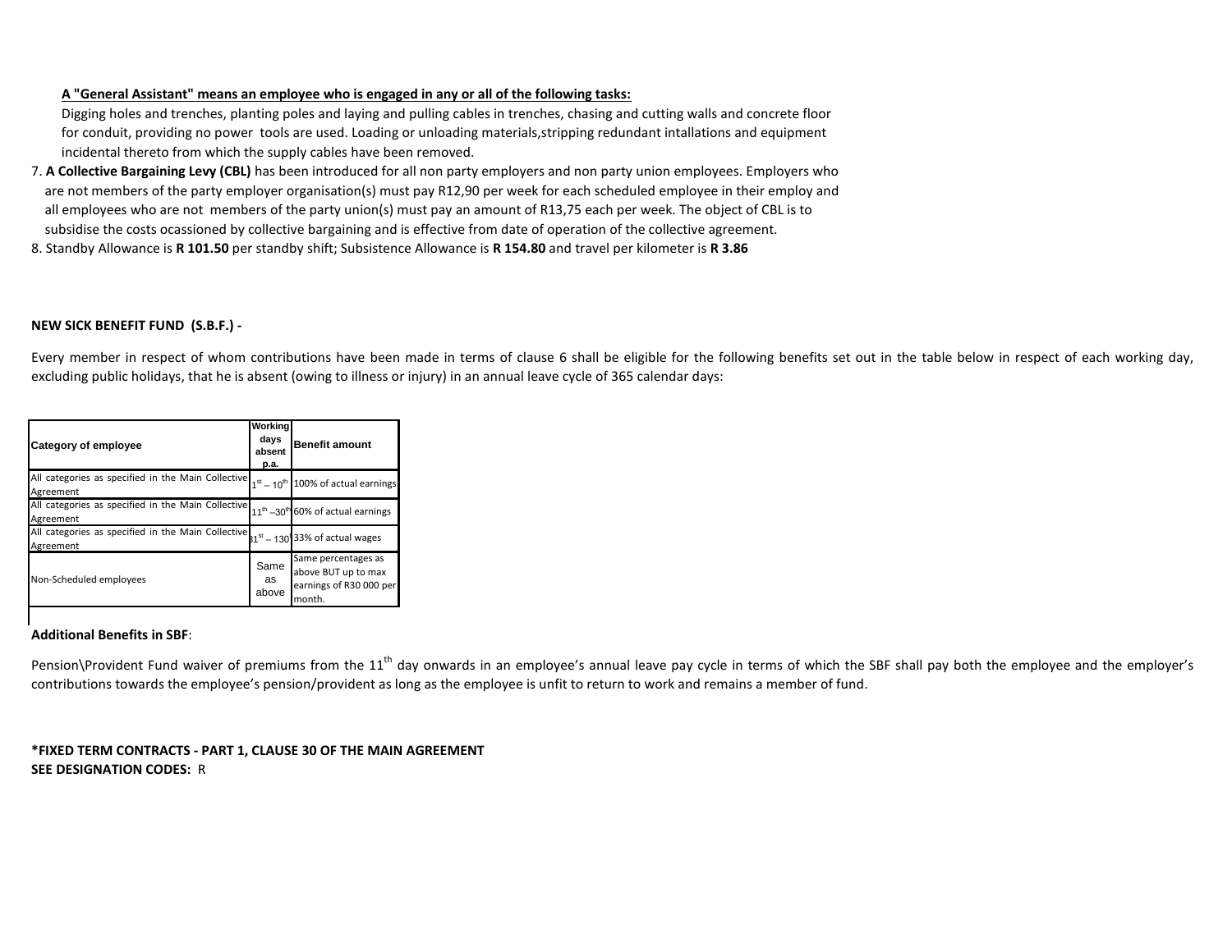**A "General Assistant" means an employee who is engaged in any or all of the following tasks:**

Digging holes and trenches, planting poles and laying and pulling cables in trenches, chasing and cutting walls and concrete floor for conduit, providing no power tools are used. Loading or unloading materials,stripping redundant intallations and equipment incidental thereto from which the supply cables have been removed.

7. **A Collective Bargaining Levy (CBL)** has been introduced for all non party employers and non party union employees. Employers who are not members of the party employer organisation(s) must pay R12,90 per week for each scheduled employee in their employ and all employees who are not members of the party union(s) must pay an amount of R13,75 each per week. The object of CBL is to subsidise the costs ocassioned by collective bargaining and is effective from date of operation of the collective agreement.
8. Standby Allowance is **R 101.50** per standby shift; Subsistence Allowance is **R 154.80** and travel per kilometer is **R 3.86**

**NEW SICK BENEFIT FUND (S.B.F.) -**

Every member in respect of whom contributions have been made in terms of clause 6 shall be eligible for the following benefits set out in the table below in respect of each working day, excluding public holidays, that he is absent (owing to illness or injury) in an annual leave cycle of 365 calendar days:

| Category of employee | Working days absent p.a. | Benefit amount |
|---|---|---|
| All categories as specified in the Main Collective Agreement | 1st – 10th | 100% of actual earnings |
| All categories as specified in the Main Collective Agreement | 11th –30th | 60% of actual earnings |
| All categories as specified in the Main Collective Agreement | 31st – 130th | 33% of actual wages |
| Non-Scheduled employees | Same as above | Same percentages as above BUT up to max earnings of R30 000 per month. |

**Additional Benefits in SBF**:

Pension\Provident Fund waiver of premiums from the 11th day onwards in an employee's annual leave pay cycle in terms of which the SBF shall pay both the employee and the employer's contributions towards the employee's pension/provident as long as the employee is unfit to return to work and remains a member of fund.

**\*FIXED TERM CONTRACTS - PART 1, CLAUSE 30 OF THE MAIN AGREEMENT**
**SEE DESIGNATION CODES:** R